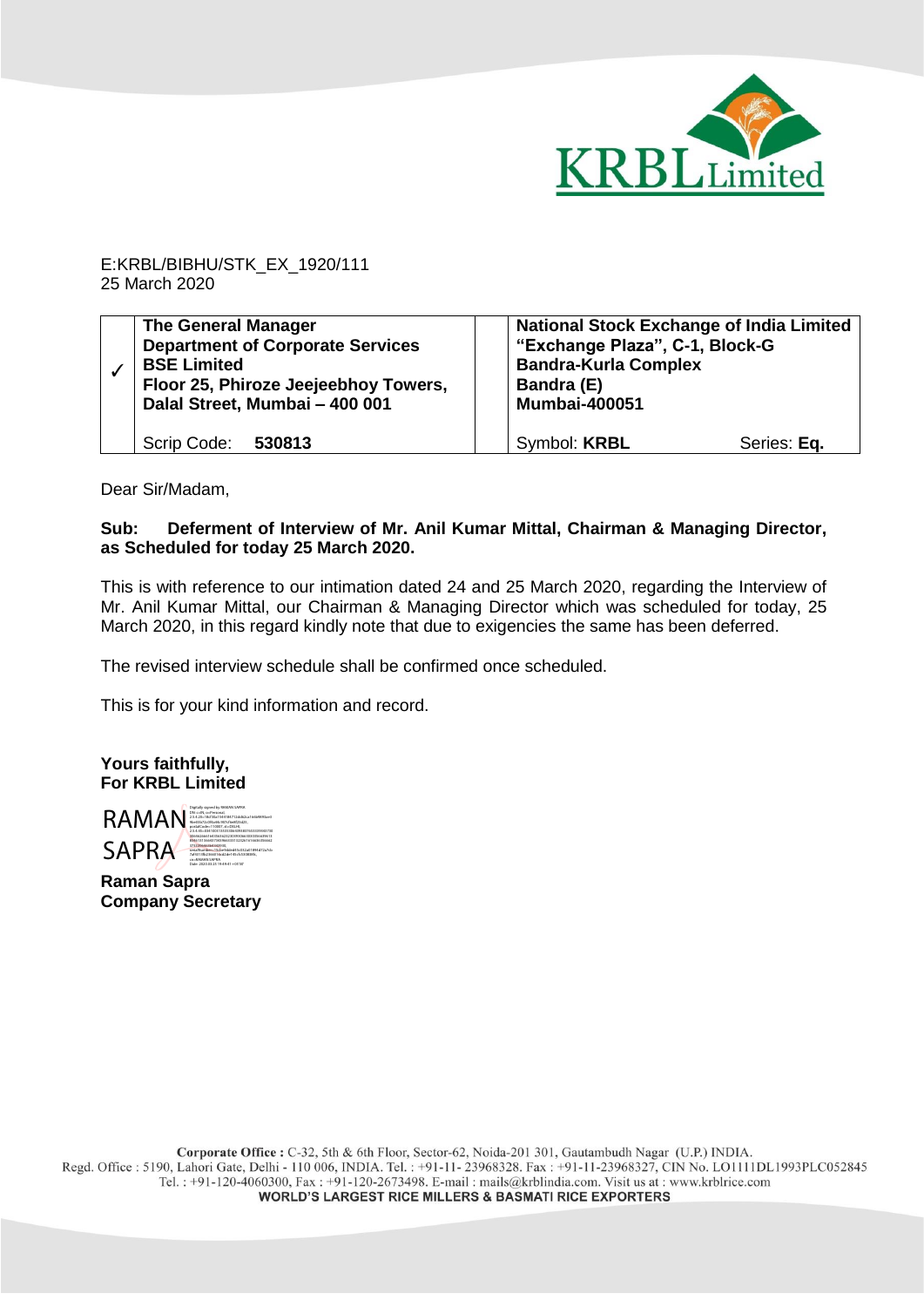E:KRBL/BIBHU/STK_EX_1920/111
25 March 2020

| | | | |
|---|---|---|---|
| ✓ | **The General Manager**<br>**Department of Corporate Services**<br>**BSE Limited**<br>**Floor 25, Phiroze Jeejeebhoy Towers,**<br>**Dalal Street, Mumbai – 400 001**<br><br>Scrip Code: **530813** | | **National Stock Exchange of India Limited**<br>**"Exchange Plaza", C-1, Block-G**<br>**Bandra-Kurla Complex**<br>**Bandra (E)**<br>**Mumbai-400051**<br><br>Symbol: **KRBL** Series: **Eq.** |

Dear Sir/Madam,

**Sub: Deferment of Interview of Mr. Anil Kumar Mittal, Chairman & Managing Director, as Scheduled for today 25 March 2020.**

This is with reference to our intimation dated 24 and 25 March 2020, regarding the Interview of Mr. Anil Kumar Mittal, our Chairman & Managing Director which was scheduled for today, 25 March 2020, in this regard kindly note that due to exigencies the same has been deferred.

The revised interview schedule shall be confirmed once scheduled.

This is for your kind information and record.

**Yours faithfully,**
**For KRBL Limited**

RAMAN SAPRA

**Raman Sapra**
**Company Secretary**

**Corporate Office :** C-32, 5th & 6th Floor, Sector-62, Noida-201 301, Gautambudh Nagar (U.P.) INDIA.
Regd. Office : 5190, Lahori Gate, Delhi - 110 006, INDIA. Tel. : +91-11- 23968328. Fax : +91-11-23968327, CIN No. LO1111DL1993PLC052845
Tel. : +91-120-4060300, Fax : +91-120-2673498. E-mail : mails@krblindia.com. Visit us at : www.krblrice.com
**WORLD'S LARGEST RICE MILLERS & BASMATI RICE EXPORTERS**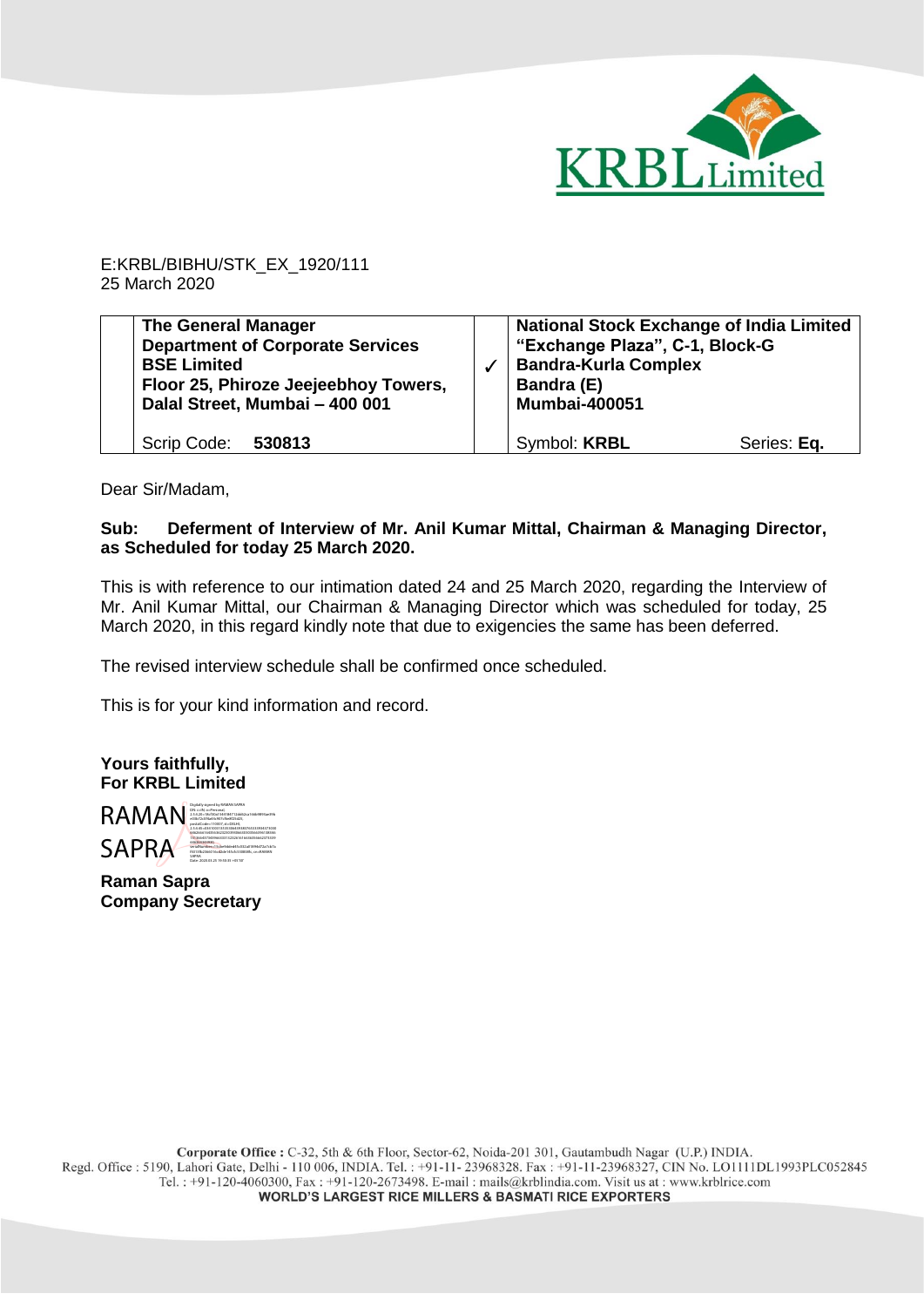E:KRBL/BIBHU/STK_EX_1920/111
25 March 2020

| | | | | |
|---|---|---|---|---|
| | **The General Manager**<br>**Department of Corporate Services**<br>**BSE Limited**<br>**Floor 25, Phiroze Jeejeebhoy Towers, Dalal Street, Mumbai – 400 001** | ✓ | **National Stock Exchange of India Limited**<br>**"Exchange Plaza", C-1, Block-G**<br>**Bandra-Kurla Complex**<br>**Bandra (E)**<br>**Mumbai-400051** | |
| | Scrip Code: **530813** | | Symbol: **KRBL** | Series: **Eq.** |

Dear Sir/Madam,

**Sub: Deferment of Interview of Mr. Anil Kumar Mittal, Chairman & Managing Director, as Scheduled for today 25 March 2020.**

This is with reference to our intimation dated 24 and 25 March 2020, regarding the Interview of Mr. Anil Kumar Mittal, our Chairman & Managing Director which was scheduled for today, 25 March 2020, in this regard kindly note that due to exigencies the same has been deferred.

The revised interview schedule shall be confirmed once scheduled.

This is for your kind information and record.

**Yours faithfully,**
**For KRBL Limited**

RAMAN SAPRA

**Raman Sapra**
**Company Secretary**

**Corporate Office :** C-32, 5th & 6th Floor, Sector-62, Noida-201 301, Gautambudh Nagar (U.P.) INDIA.
Regd. Office : 5190, Lahori Gate, Delhi - 110 006, INDIA. Tel. : +91-11- 23968328. Fax : +91-11-23968327, CIN No. LO1111DL1993PLC052845
Tel. : +91-120-4060300, Fax : +91-120-2673498. E-mail : mails@krblindia.com. Visit us at : www.krblrice.com
**WORLD'S LARGEST RICE MILLERS & BASMATI RICE EXPORTERS**